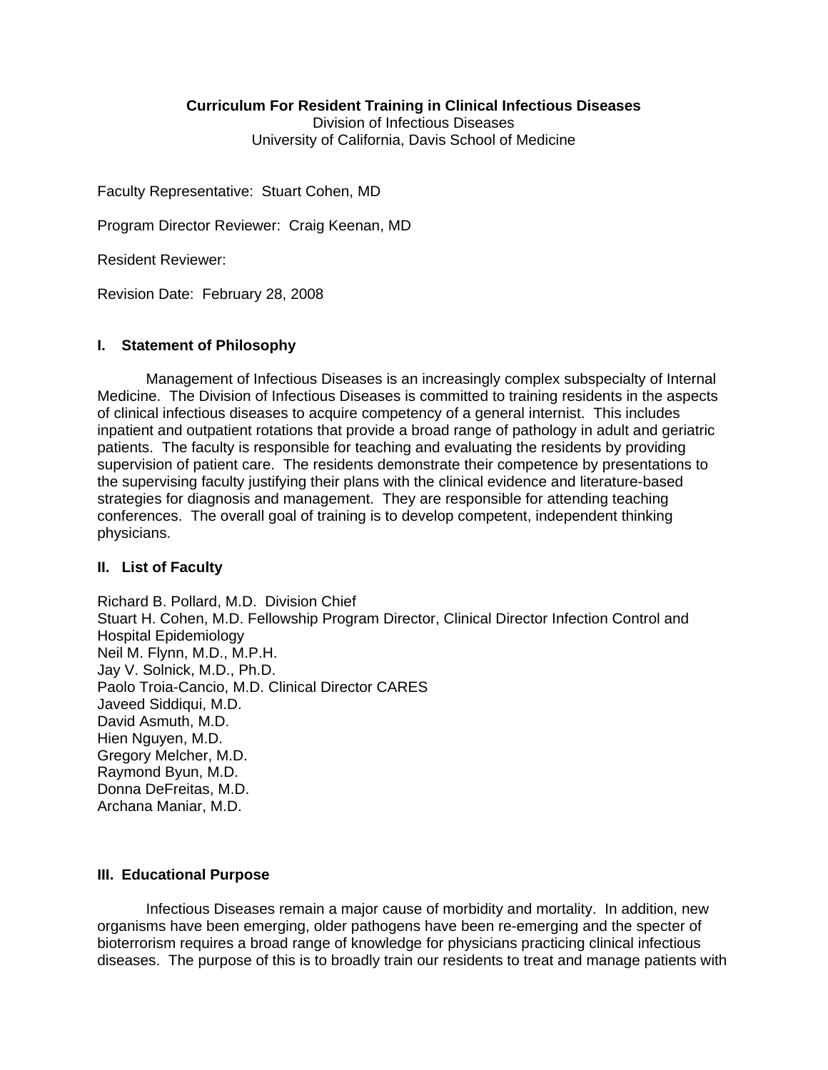**Curriculum For Resident Training in Clinical Infectious Diseases**
Division of Infectious Diseases
University of California, Davis School of Medicine

Faculty Representative: Stuart Cohen, MD

Program Director Reviewer: Craig Keenan, MD

Resident Reviewer:

Revision Date: February 28, 2008

## I. Statement of Philosophy

Management of Infectious Diseases is an increasingly complex subspecialty of Internal Medicine. The Division of Infectious Diseases is committed to training residents in the aspects of clinical infectious diseases to acquire competency of a general internist. This includes inpatient and outpatient rotations that provide a broad range of pathology in adult and geriatric patients. The faculty is responsible for teaching and evaluating the residents by providing supervision of patient care. The residents demonstrate their competence by presentations to the supervising faculty justifying their plans with the clinical evidence and literature-based strategies for diagnosis and management. They are responsible for attending teaching conferences. The overall goal of training is to develop competent, independent thinking physicians.

## II. List of Faculty

Richard B. Pollard, M.D. Division Chief
Stuart H. Cohen, M.D. Fellowship Program Director, Clinical Director Infection Control and Hospital Epidemiology
Neil M. Flynn, M.D., M.P.H.
Jay V. Solnick, M.D., Ph.D.
Paolo Troia-Cancio, M.D. Clinical Director CARES
Javeed Siddiqui, M.D.
David Asmuth, M.D.
Hien Nguyen, M.D.
Gregory Melcher, M.D.
Raymond Byun, M.D.
Donna DeFreitas, M.D.
Archana Maniar, M.D.

## III. Educational Purpose

Infectious Diseases remain a major cause of morbidity and mortality. In addition, new organisms have been emerging, older pathogens have been re-emerging and the specter of bioterrorism requires a broad range of knowledge for physicians practicing clinical infectious diseases. The purpose of this is to broadly train our residents to treat and manage patients with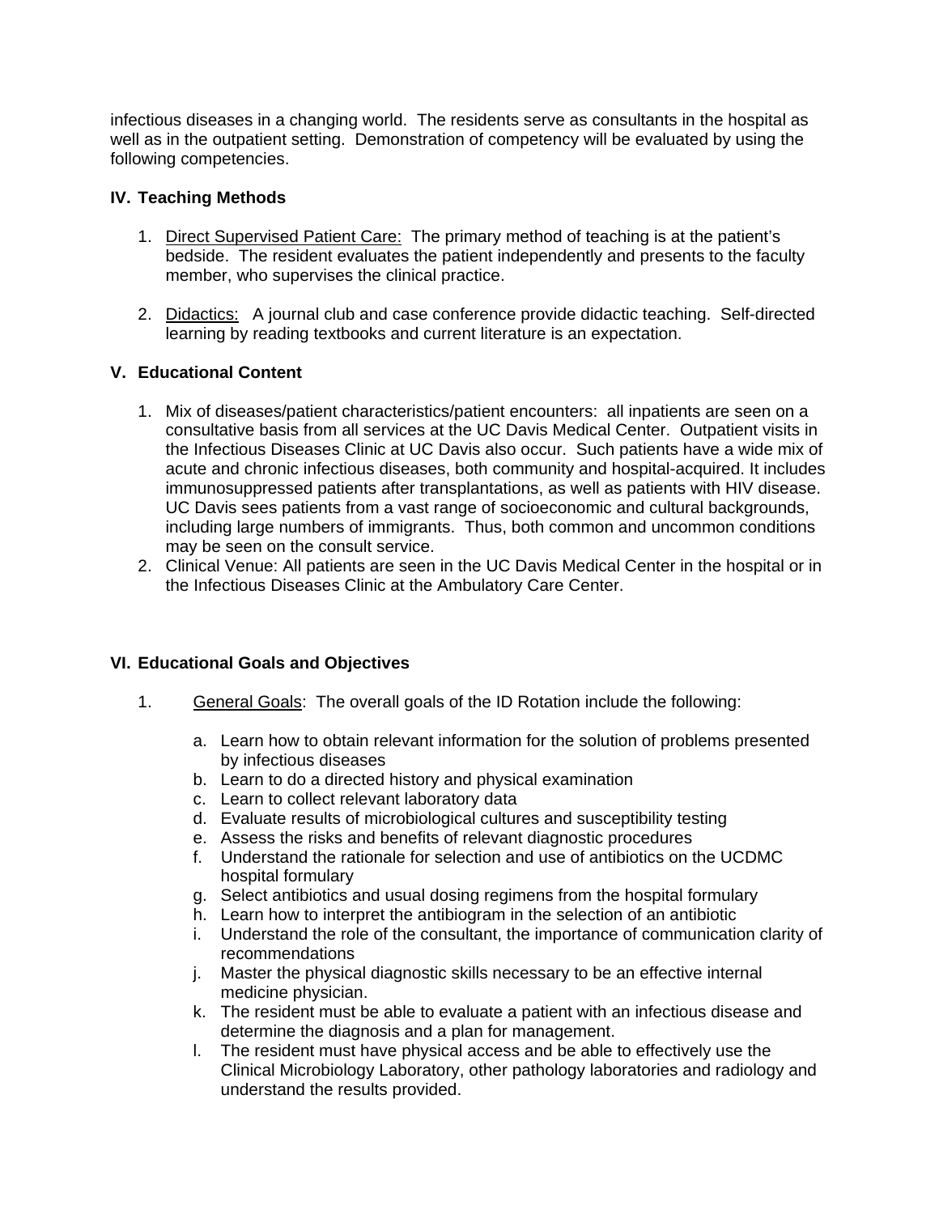infectious diseases in a changing world. The residents serve as consultants in the hospital as well as in the outpatient setting. Demonstration of competency will be evaluated by using the following competencies.

## IV. Teaching Methods

1. Direct Supervised Patient Care: The primary method of teaching is at the patient's bedside. The resident evaluates the patient independently and presents to the faculty member, who supervises the clinical practice.

2. Didactics: A journal club and case conference provide didactic teaching. Self-directed learning by reading textbooks and current literature is an expectation.

## V. Educational Content

1. Mix of diseases/patient characteristics/patient encounters: all inpatients are seen on a consultative basis from all services at the UC Davis Medical Center. Outpatient visits in the Infectious Diseases Clinic at UC Davis also occur. Such patients have a wide mix of acute and chronic infectious diseases, both community and hospital-acquired. It includes immunosuppressed patients after transplantations, as well as patients with HIV disease. UC Davis sees patients from a vast range of socioeconomic and cultural backgrounds, including large numbers of immigrants. Thus, both common and uncommon conditions may be seen on the consult service.
2. Clinical Venue: All patients are seen in the UC Davis Medical Center in the hospital or in the Infectious Diseases Clinic at the Ambulatory Care Center.

## VI. Educational Goals and Objectives

1. General Goals: The overall goals of the ID Rotation include the following:

   a. Learn how to obtain relevant information for the solution of problems presented by infectious diseases
   b. Learn to do a directed history and physical examination
   c. Learn to collect relevant laboratory data
   d. Evaluate results of microbiological cultures and susceptibility testing
   e. Assess the risks and benefits of relevant diagnostic procedures
   f. Understand the rationale for selection and use of antibiotics on the UCDMC hospital formulary
   g. Select antibiotics and usual dosing regimens from the hospital formulary
   h. Learn how to interpret the antibiogram in the selection of an antibiotic
   i. Understand the role of the consultant, the importance of communication clarity of recommendations
   j. Master the physical diagnostic skills necessary to be an effective internal medicine physician.
   k. The resident must be able to evaluate a patient with an infectious disease and determine the diagnosis and a plan for management.
   l. The resident must have physical access and be able to effectively use the Clinical Microbiology Laboratory, other pathology laboratories and radiology and understand the results provided.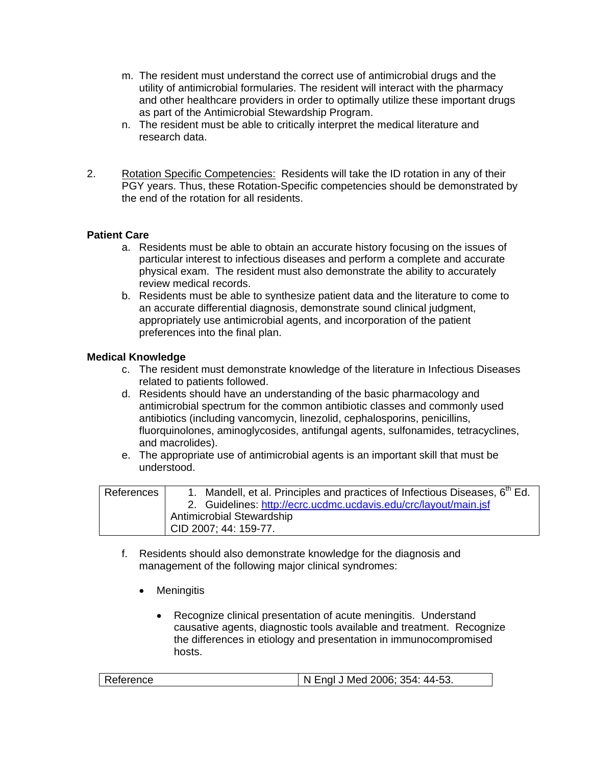m. The resident must understand the correct use of antimicrobial drugs and the utility of antimicrobial formularies. The resident will interact with the pharmacy and other healthcare providers in order to optimally utilize these important drugs as part of the Antimicrobial Stewardship Program.

n. The resident must be able to critically interpret the medical literature and research data.

2. Rotation Specific Competencies: Residents will take the ID rotation in any of their PGY years. Thus, these Rotation-Specific competencies should be demonstrated by the end of the rotation for all residents.

**Patient Care**

a. Residents must be able to obtain an accurate history focusing on the issues of particular interest to infectious diseases and perform a complete and accurate physical exam. The resident must also demonstrate the ability to accurately review medical records.

b. Residents must be able to synthesize patient data and the literature to come to an accurate differential diagnosis, demonstrate sound clinical judgment, appropriately use antimicrobial agents, and incorporation of the patient preferences into the final plan.

**Medical Knowledge**

c. The resident must demonstrate knowledge of the literature in Infectious Diseases related to patients followed.

d. Residents should have an understanding of the basic pharmacology and antimicrobial spectrum for the common antibiotic classes and commonly used antibiotics (including vancomycin, linezolid, cephalosporins, penicillins, fluorquinolones, aminoglycosides, antifungal agents, sulfonamides, tetracyclines, and macrolides).

e. The appropriate use of antimicrobial agents is an important skill that must be understood.

| References | 1. Mandell, et al. Principles and practices of Infectious Diseases, 6th Ed.<br>2. Guidelines: http://ecrc.ucdmc.ucdavis.edu/crc/layout/main.jsf<br>Antimicrobial Stewardship<br>CID 2007; 44: 159-77. |
|---|---|

f. Residents should also demonstrate knowledge for the diagnosis and management of the following major clinical syndromes:

- Meningitis
  - Recognize clinical presentation of acute meningitis. Understand causative agents, diagnostic tools available and treatment. Recognize the differences in etiology and presentation in immunocompromised hosts.

| Reference | N Engl J Med 2006; 354: 44-53. |
|---|---|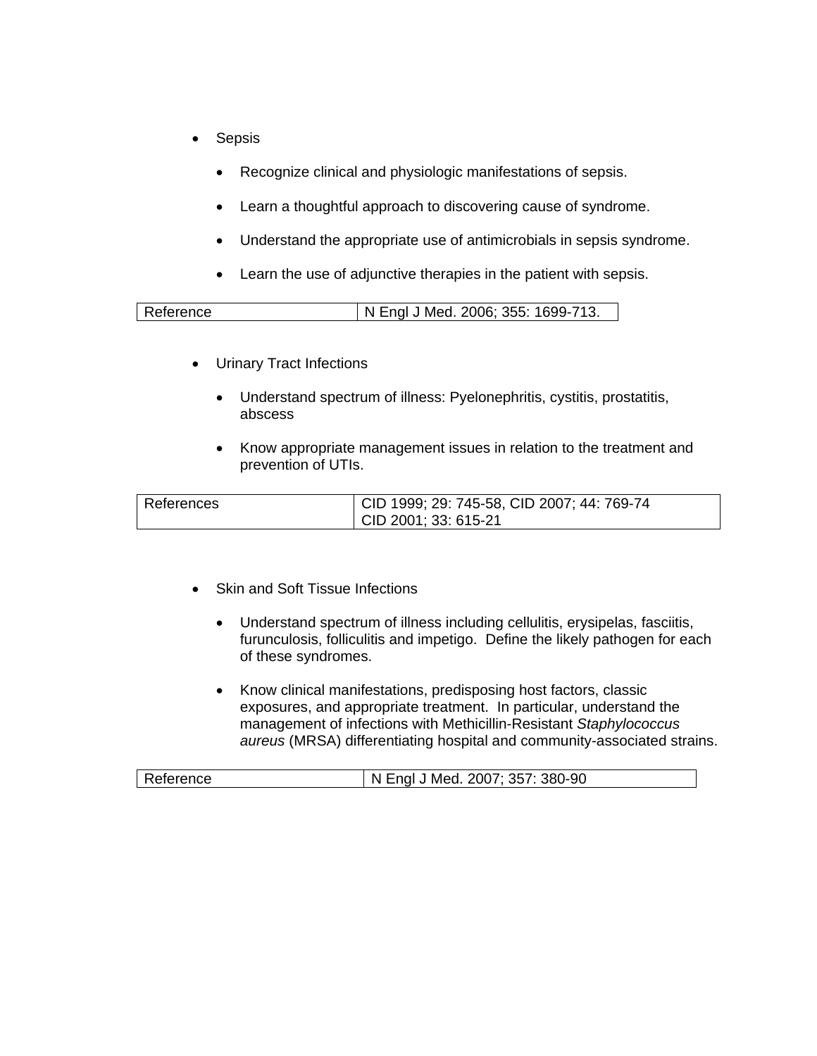- Sepsis
  - Recognize clinical and physiologic manifestations of sepsis.
  - Learn a thoughtful approach to discovering cause of syndrome.
  - Understand the appropriate use of antimicrobials in sepsis syndrome.
  - Learn the use of adjunctive therapies in the patient with sepsis.

| Reference | N Engl J Med. 2006; 355: 1699-713. |
| --- | --- |

- Urinary Tract Infections
  - Understand spectrum of illness: Pyelonephritis, cystitis, prostatitis, abscess
  - Know appropriate management issues in relation to the treatment and prevention of UTIs.

| References | CID 1999; 29: 745-58, CID 2007; 44: 769-74<br>CID 2001; 33: 615-21 |
| --- | --- |

- Skin and Soft Tissue Infections
  - Understand spectrum of illness including cellulitis, erysipelas, fasciitis, furunculosis, folliculitis and impetigo. Define the likely pathogen for each of these syndromes.
  - Know clinical manifestations, predisposing host factors, classic exposures, and appropriate treatment. In particular, understand the management of infections with Methicillin-Resistant *Staphylococcus aureus* (MRSA) differentiating hospital and community-associated strains.

| Reference | N Engl J Med. 2007; 357: 380-90 |
| --- | --- |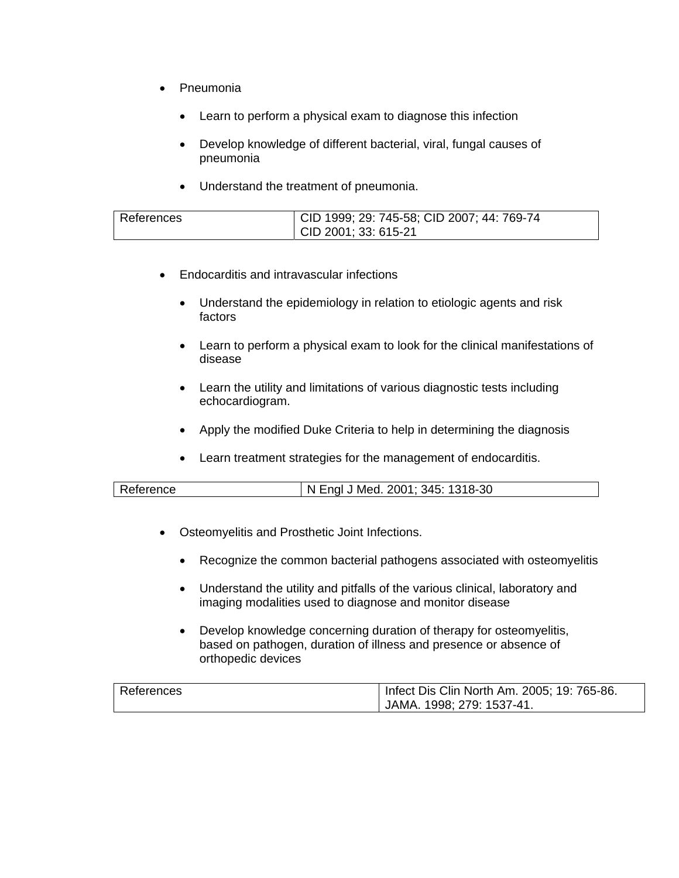- Pneumonia

    - Learn to perform a physical exam to diagnose this infection

    - Develop knowledge of different bacterial, viral, fungal causes of pneumonia

    - Understand the treatment of pneumonia.

| References | CID 1999; 29: 745-58; CID 2007; 44: 769-74<br>CID 2001; 33: 615-21 |
|---|---|

- Endocarditis and intravascular infections

    - Understand the epidemiology in relation to etiologic agents and risk factors

    - Learn to perform a physical exam to look for the clinical manifestations of disease

    - Learn the utility and limitations of various diagnostic tests including echocardiogram.

    - Apply the modified Duke Criteria to help in determining the diagnosis

    - Learn treatment strategies for the management of endocarditis.

| Reference | N Engl J Med. 2001; 345: 1318-30 |
|---|---|

- Osteomyelitis and Prosthetic Joint Infections.

    - Recognize the common bacterial pathogens associated with osteomyelitis

    - Understand the utility and pitfalls of the various clinical, laboratory and imaging modalities used to diagnose and monitor disease

    - Develop knowledge concerning duration of therapy for osteomyelitis, based on pathogen, duration of illness and presence or absence of orthopedic devices

| References | Infect Dis Clin North Am. 2005; 19: 765-86.<br>JAMA. 1998; 279: 1537-41. |
|---|---|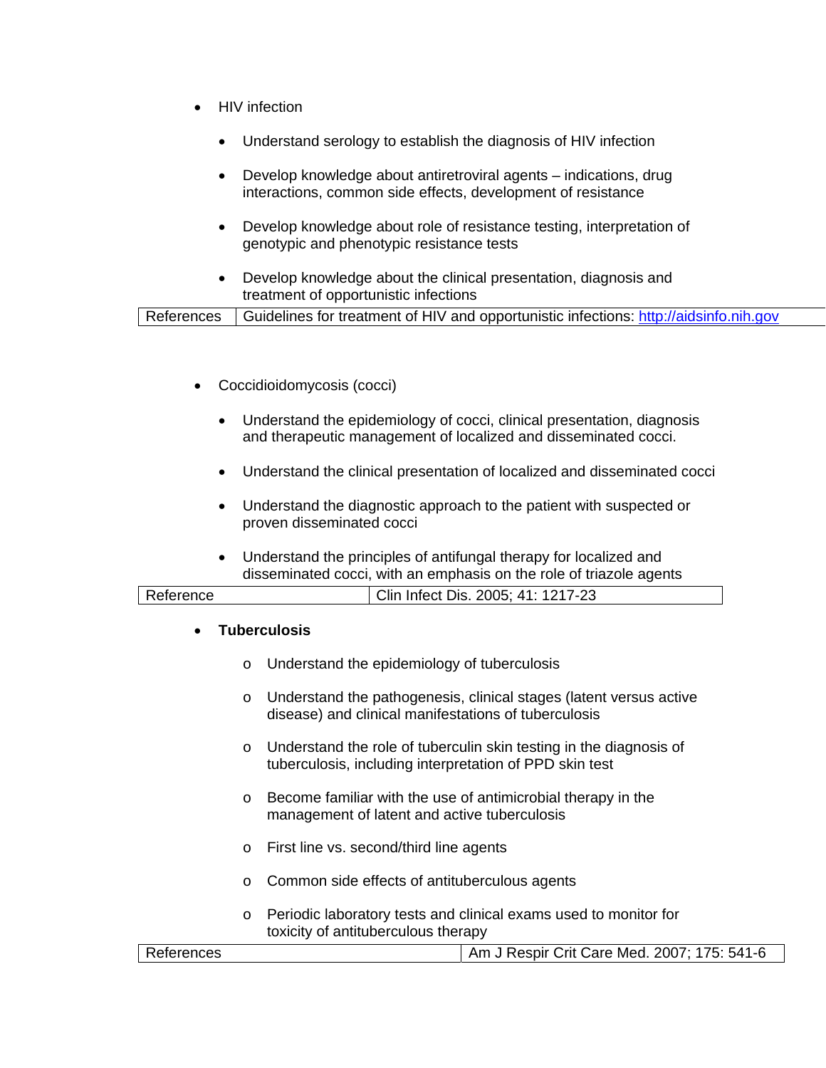- HIV infection
  - Understand serology to establish the diagnosis of HIV infection
  - Develop knowledge about antiretroviral agents – indications, drug interactions, common side effects, development of resistance
  - Develop knowledge about role of resistance testing, interpretation of genotypic and phenotypic resistance tests
  - Develop knowledge about the clinical presentation, diagnosis and treatment of opportunistic infections

| References | Guidelines for treatment of HIV and opportunistic infections: [http://aidsinfo.nih.gov](http://aidsinfo.nih.gov) |
|---|---|

- Coccidioidomycosis (cocci)
  - Understand the epidemiology of cocci, clinical presentation, diagnosis and therapeutic management of localized and disseminated cocci.
  - Understand the clinical presentation of localized and disseminated cocci
  - Understand the diagnostic approach to the patient with suspected or proven disseminated cocci
  - Understand the principles of antifungal therapy for localized and disseminated cocci, with an emphasis on the role of triazole agents

| Reference | Clin Infect Dis. 2005; 41: 1217-23 |
|---|---|

- **Tuberculosis**
  - Understand the epidemiology of tuberculosis
  - Understand the pathogenesis, clinical stages (latent versus active disease) and clinical manifestations of tuberculosis
  - Understand the role of tuberculin skin testing in the diagnosis of tuberculosis, including interpretation of PPD skin test
  - Become familiar with the use of antimicrobial therapy in the management of latent and active tuberculosis
  - First line vs. second/third line agents
  - Common side effects of antituberculous agents
  - Periodic laboratory tests and clinical exams used to monitor for toxicity of antituberculous therapy

| References | Am J Respir Crit Care Med. 2007; 175: 541-6 |
|---|---|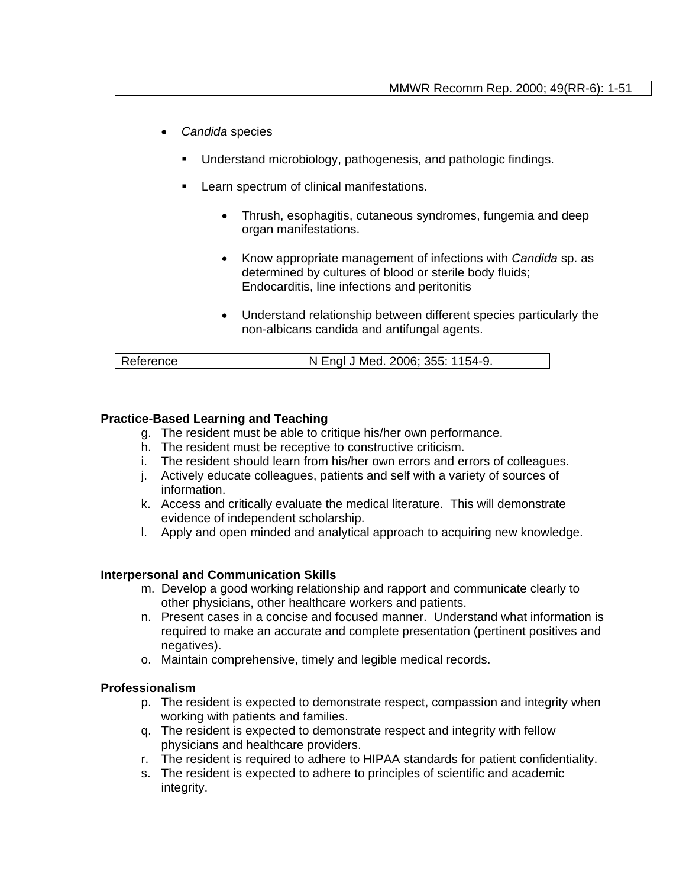| | MMWR Recomm Rep. 2000; 49(RR-6): 1-51 |
|---|---|

- *Candida* species
  - Understand microbiology, pathogenesis, and pathologic findings.
  - Learn spectrum of clinical manifestations.
    - Thrush, esophagitis, cutaneous syndromes, fungemia and deep organ manifestations.
    - Know appropriate management of infections with *Candida* sp. as determined by cultures of blood or sterile body fluids; Endocarditis, line infections and peritonitis
    - Understand relationship between different species particularly the non-albicans candida and antifungal agents.

| Reference | N Engl J Med. 2006; 355: 1154-9. |
|---|---|

**Practice-Based Learning and Teaching**

g. The resident must be able to critique his/her own performance.
h. The resident must be receptive to constructive criticism.
i. The resident should learn from his/her own errors and errors of colleagues.
j. Actively educate colleagues, patients and self with a variety of sources of information.
k. Access and critically evaluate the medical literature. This will demonstrate evidence of independent scholarship.
l. Apply and open minded and analytical approach to acquiring new knowledge.

**Interpersonal and Communication Skills**

m. Develop a good working relationship and rapport and communicate clearly to other physicians, other healthcare workers and patients.
n. Present cases in a concise and focused manner. Understand what information is required to make an accurate and complete presentation (pertinent positives and negatives).
o. Maintain comprehensive, timely and legible medical records.

**Professionalism**

p. The resident is expected to demonstrate respect, compassion and integrity when working with patients and families.
q. The resident is expected to demonstrate respect and integrity with fellow physicians and healthcare providers.
r. The resident is required to adhere to HIPAA standards for patient confidentiality.
s. The resident is expected to adhere to principles of scientific and academic integrity.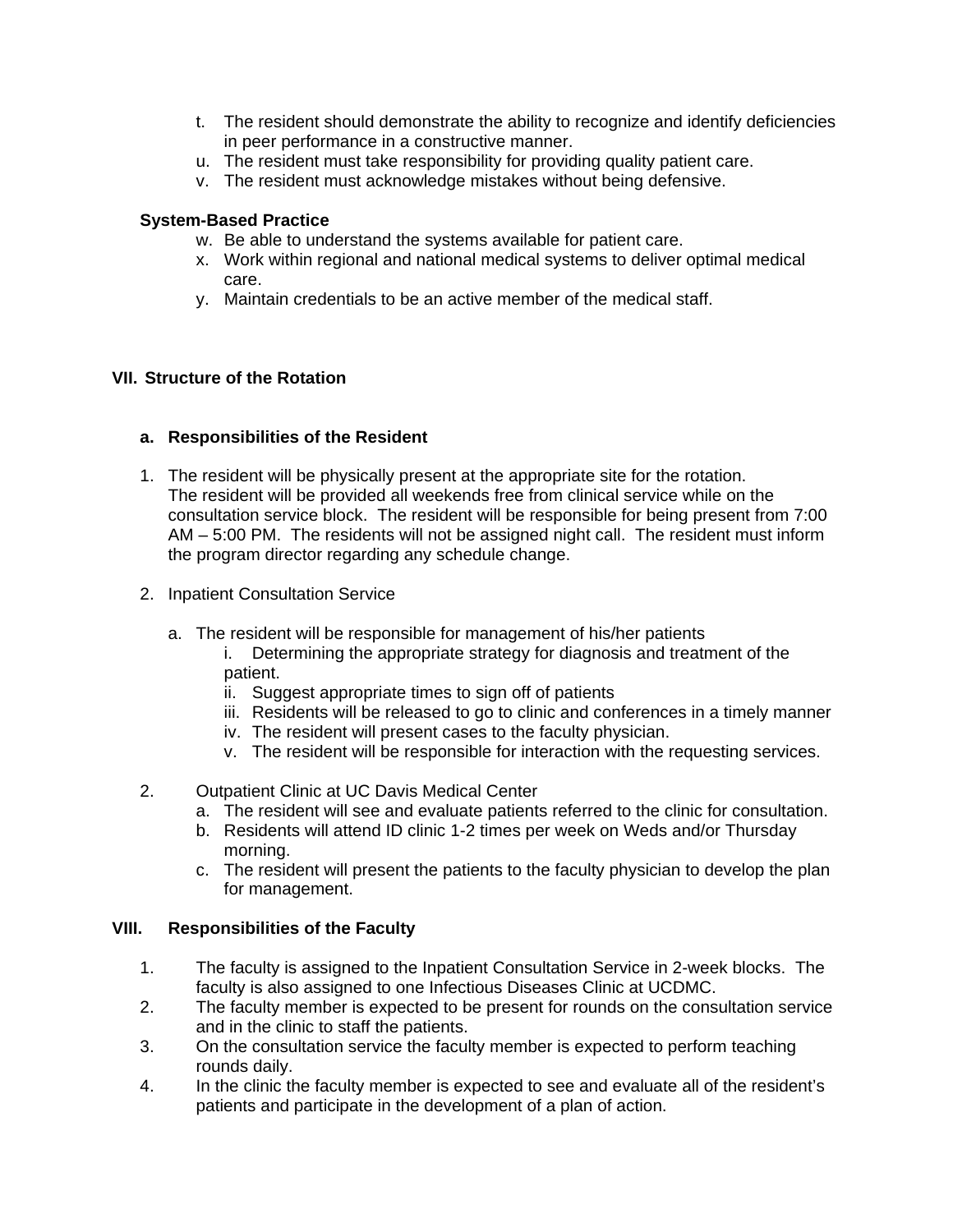t. The resident should demonstrate the ability to recognize and identify deficiencies in peer performance in a constructive manner.
u. The resident must take responsibility for providing quality patient care.
v. The resident must acknowledge mistakes without being defensive.

**System-Based Practice**

w. Be able to understand the systems available for patient care.
x. Work within regional and national medical systems to deliver optimal medical care.
y. Maintain credentials to be an active member of the medical staff.

## VII. Structure of the Rotation

### a. Responsibilities of the Resident

1. The resident will be physically present at the appropriate site for the rotation. The resident will be provided all weekends free from clinical service while on the consultation service block. The resident will be responsible for being present from 7:00 AM – 5:00 PM. The residents will not be assigned night call. The resident must inform the program director regarding any schedule change.

2. Inpatient Consultation Service

   a. The resident will be responsible for management of his/her patients
      i. Determining the appropriate strategy for diagnosis and treatment of the patient.
      ii. Suggest appropriate times to sign off of patients
      iii. Residents will be released to go to clinic and conferences in a timely manner
      iv. The resident will present cases to the faculty physician.
      v. The resident will be responsible for interaction with the requesting services.

2. Outpatient Clinic at UC Davis Medical Center
   a. The resident will see and evaluate patients referred to the clinic for consultation.
   b. Residents will attend ID clinic 1-2 times per week on Weds and/or Thursday morning.
   c. The resident will present the patients to the faculty physician to develop the plan for management.

## VIII. Responsibilities of the Faculty

1. The faculty is assigned to the Inpatient Consultation Service in 2-week blocks. The faculty is also assigned to one Infectious Diseases Clinic at UCDMC.
2. The faculty member is expected to be present for rounds on the consultation service and in the clinic to staff the patients.
3. On the consultation service the faculty member is expected to perform teaching rounds daily.
4. In the clinic the faculty member is expected to see and evaluate all of the resident's patients and participate in the development of a plan of action.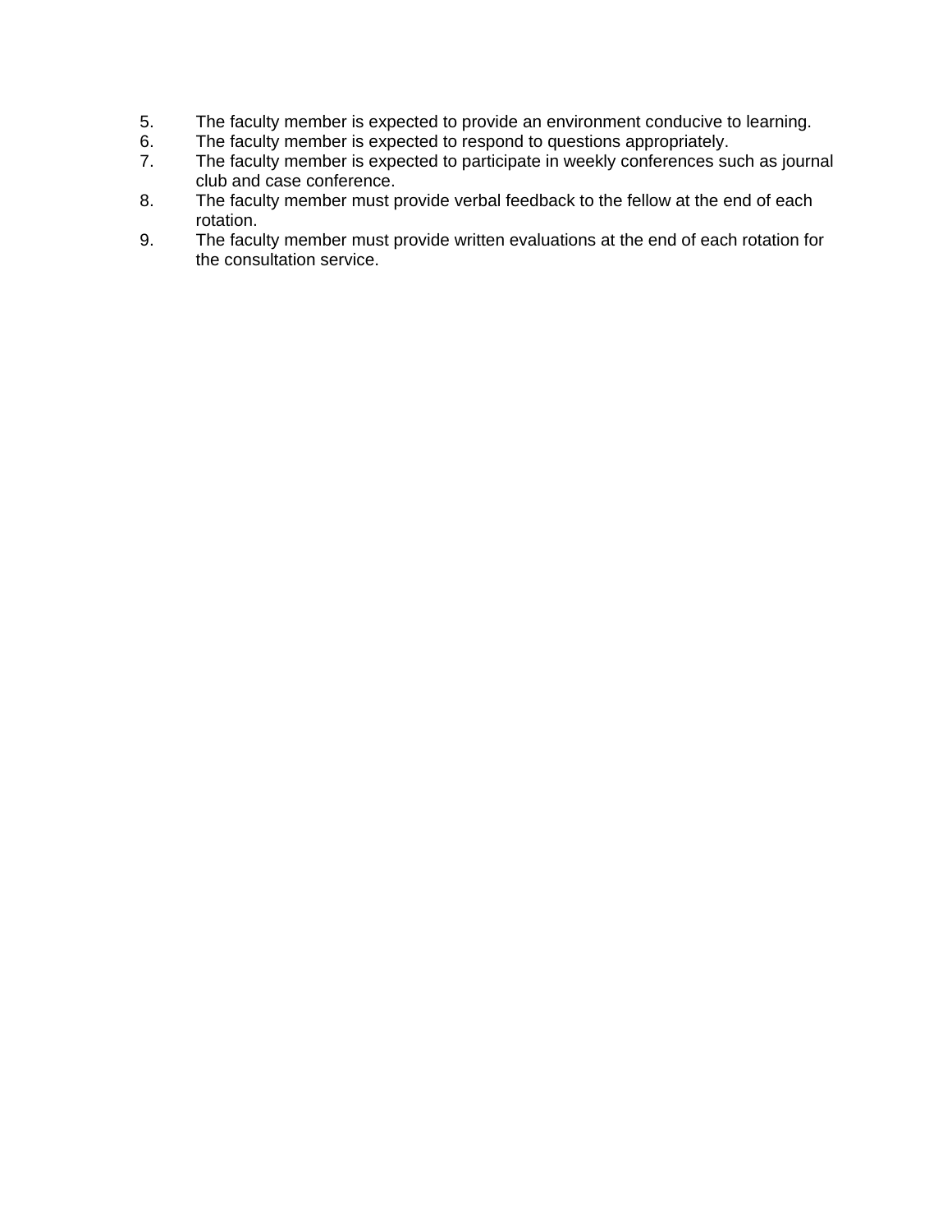5. The faculty member is expected to provide an environment conducive to learning.
6. The faculty member is expected to respond to questions appropriately.
7. The faculty member is expected to participate in weekly conferences such as journal club and case conference.
8. The faculty member must provide verbal feedback to the fellow at the end of each rotation.
9. The faculty member must provide written evaluations at the end of each rotation for the consultation service.